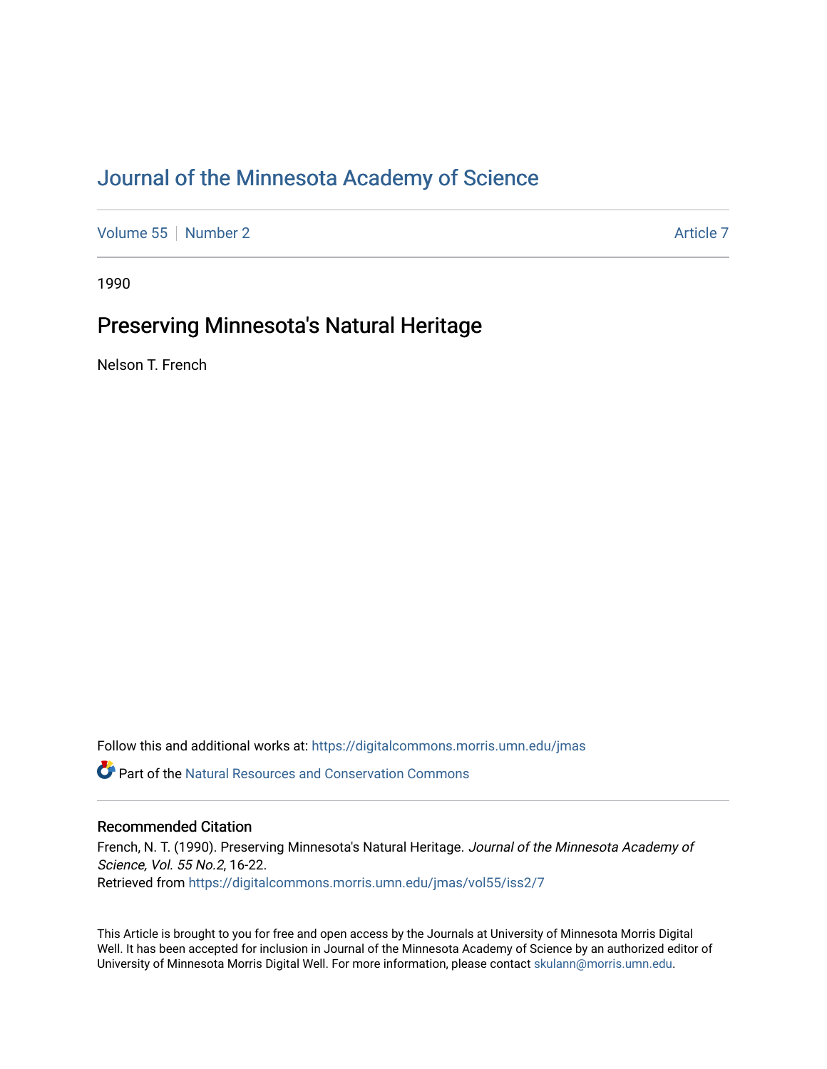# Journal of the Minnesota Academy of Science

Volume 55 | Number 2 | Article 7

1990

## Preserving Minnesota's Natural Heritage

Nelson T. French

Follow this and additional works at: https://digitalcommons.morris.umn.edu/jmas

Part of the Natural Resources and Conservation Commons

### Recommended Citation

French, N. T. (1990). Preserving Minnesota's Natural Heritage. *Journal of the Minnesota Academy of Science, Vol. 55 No.2*, 16-22.
Retrieved from https://digitalcommons.morris.umn.edu/jmas/vol55/iss2/7

This Article is brought to you for free and open access by the Journals at University of Minnesota Morris Digital Well. It has been accepted for inclusion in Journal of the Minnesota Academy of Science by an authorized editor of University of Minnesota Morris Digital Well. For more information, please contact skulann@morris.umn.edu.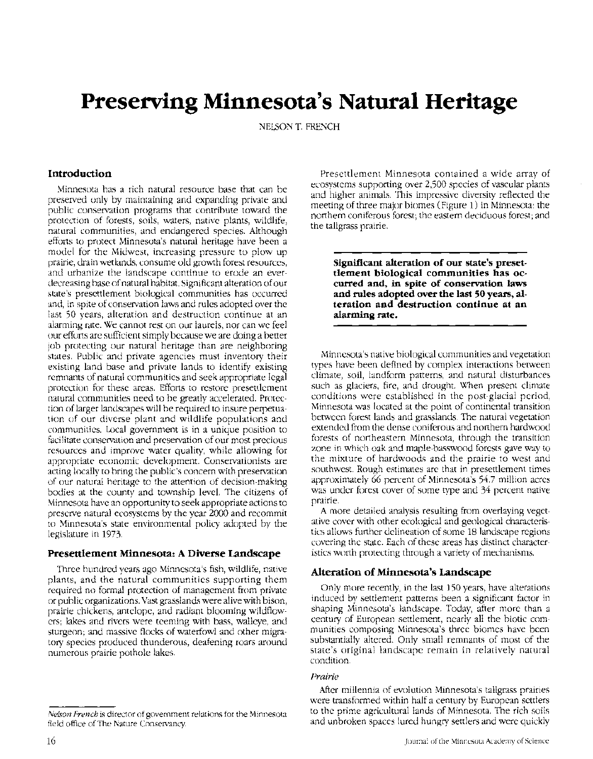# Preserving Minnesota's Natural Heritage

NELSON T. FRENCH

## Introduction

Minnesota has a rich natural resource base that can be preserved only by maintaining and expanding private and public conservation programs that contribute toward the protection of forests, soils, waters, native plants, wildlife, natural communities, and endangered species. Although efforts to protect Minnesota's natural heritage have been a model for the Midwest, increasing pressure to plow up prairie, drain wetlands, consume old growth forest resources, and urbanize the landscape continue to erode an ever-decreasing base of natural habitat. Significant alteration of our state's presettlement biological communities has occurred and, in spite of conservation laws and rules adopted over the last 50 years, alteration and destruction continue at an alarming rate. We cannot rest on our laurels, nor can we feel our efforts are sufficient simply because we are doing a better job protecting our natural heritage than are neighboring states. Public and private agencies must inventory their existing land base and private lands to identify existing remnants of natural communities and seek appropriate legal protection for these areas. Efforts to restore presettlement natural communities need to be greatly accelerated. Protection of larger landscapes will be required to insure perpetuation of our diverse plant and wildlife populations and communities. Local government is in a unique position to facilitate conservation and preservation of our most precious resources and improve water quality, while allowing for appropriate economic development. Conservationists are acting locally to bring the public's concern with preservation of our natural heritage to the attention of decision-making bodies at the county and township level. The citizens of Minnesota have an opportunity to seek appropriate actions to preserve natural ecosystems by the year 2000 and recommit to Minnesota's state environmental policy adopted by the legislature in 1973.

## Presettlement Minnesota: A Diverse Landscape

Three hundred years ago Minnesota's fish, wildlife, native plants, and the natural communities supporting them required no formal protection of management from private or public organizations. Vast grasslands were alive with bison, prairie chickens, antelope, and radiant blooming wildflowers; lakes and rivers were teeming with bass, walleye, and sturgeon; and massive flocks of waterfowl and other migratory species produced thunderous, deafening roars around numerous prairie pothole lakes.

Presettlement Minnesota contained a wide array of ecosystems supporting over 2,500 species of vascular plants and higher animals. This impressive diversity reflected the meeting of three major biomes (Figure 1) in Minnesota: the northern coniferous forest; the eastern deciduous forest; and the tallgrass prairie.

> **Significant alteration of our state's presettlement biological communities has occurred and, in spite of conservation laws and rules adopted over the last 50 years, alteration and destruction continue at an alarming rate.**

Minnesota's native biological communities and vegetation types have been defined by complex interactions between climate, soil, landform patterns, and natural disturbances such as glaciers, fire, and drought. When present climate conditions were established in the post-glacial period, Minnesota was located at the point of continental transition between forest lands and grasslands. The natural vegetation extended from the dense coniferous and northern hardwood forests of northeastern Minnesota, through the transition zone in which oak and maple-basswood forests gave way to the mixture of hardwoods and the prairie to west and southwest. Rough estimates are that in presettlement times approximately 66 percent of Minnesota's 54.7 million acres was under forest cover of some type and 34 percent native prairie.

A more detailed analysis resulting from overlaying vegetative cover with other ecological and geological characteristics allows further delineation of some 18 landscape regions covering the state. Each of these areas has distinct characteristics worth protecting through a variety of mechanisms.

## Alteration of Minnesota's Landscape

Only more recently, in the last 150 years, have alterations induced by settlement patterns been a significant factor in shaping Minnesota's landscape. Today, after more than a century of European settlement, nearly all the biotic communities composing Minnesota's three biomes have been substantially altered. Only small remnants of most of the state's original landscape remain in relatively natural condition.

### *Prairie*

After millennia of evolution Minnesota's tallgrass prairies were transformed within half a century by European settlers to the prime agricultural lands of Minnesota. The rich soils and unbroken spaces lured hungry settlers and were quickly

---

*Nelson French* is director of government relations for the Minnesota field office of The Nature Conservancy.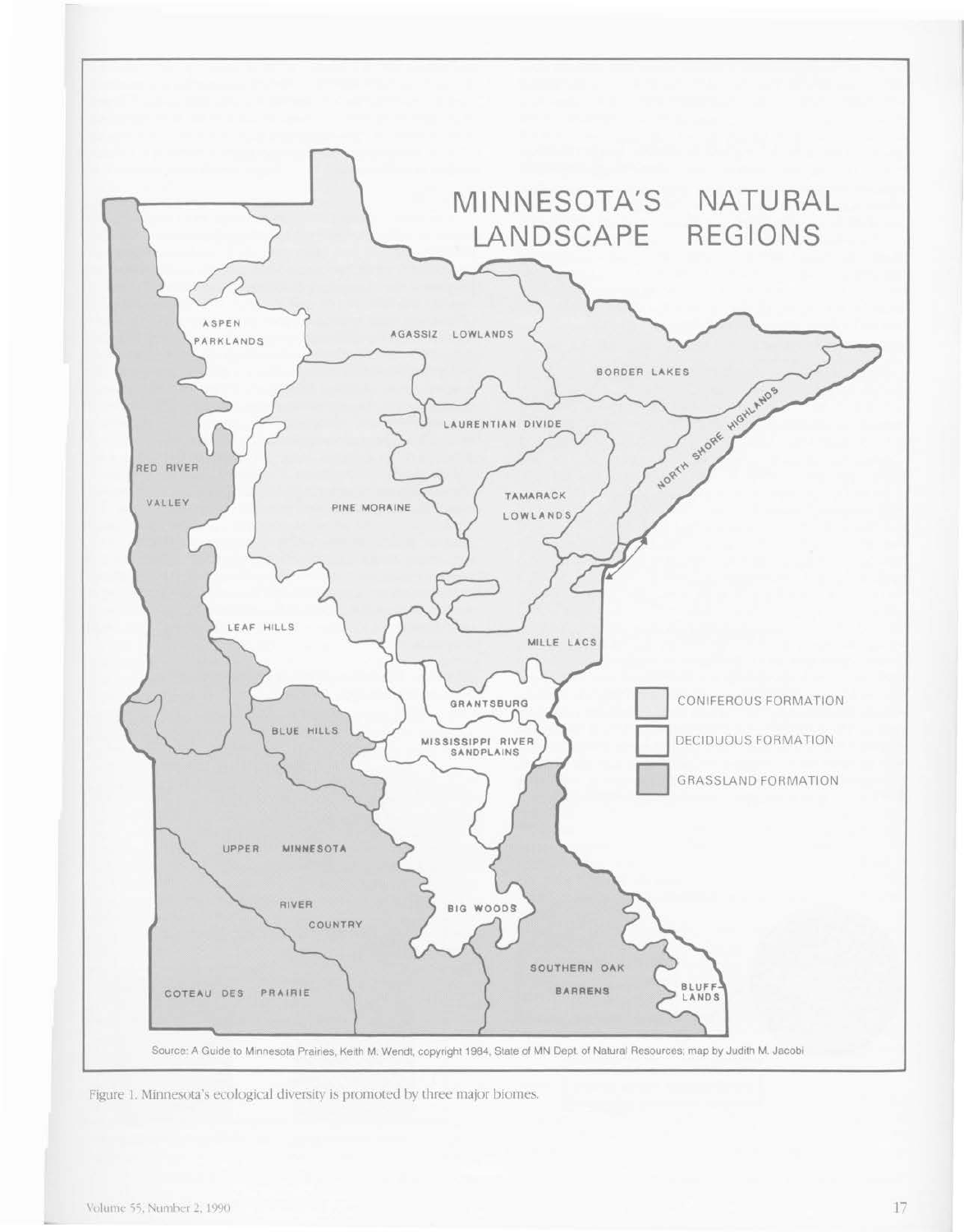MINNESOTA'S NATURAL LANDSCAPE REGIONS

Source: A Guide to Minnesota Prairies, Keith M. Wendt, copyright 1984, State of MN Dept. of Natural Resources; map by Judith M. Jacobi

Figure 1. Minnesota's ecological diversity is promoted by three major biomes.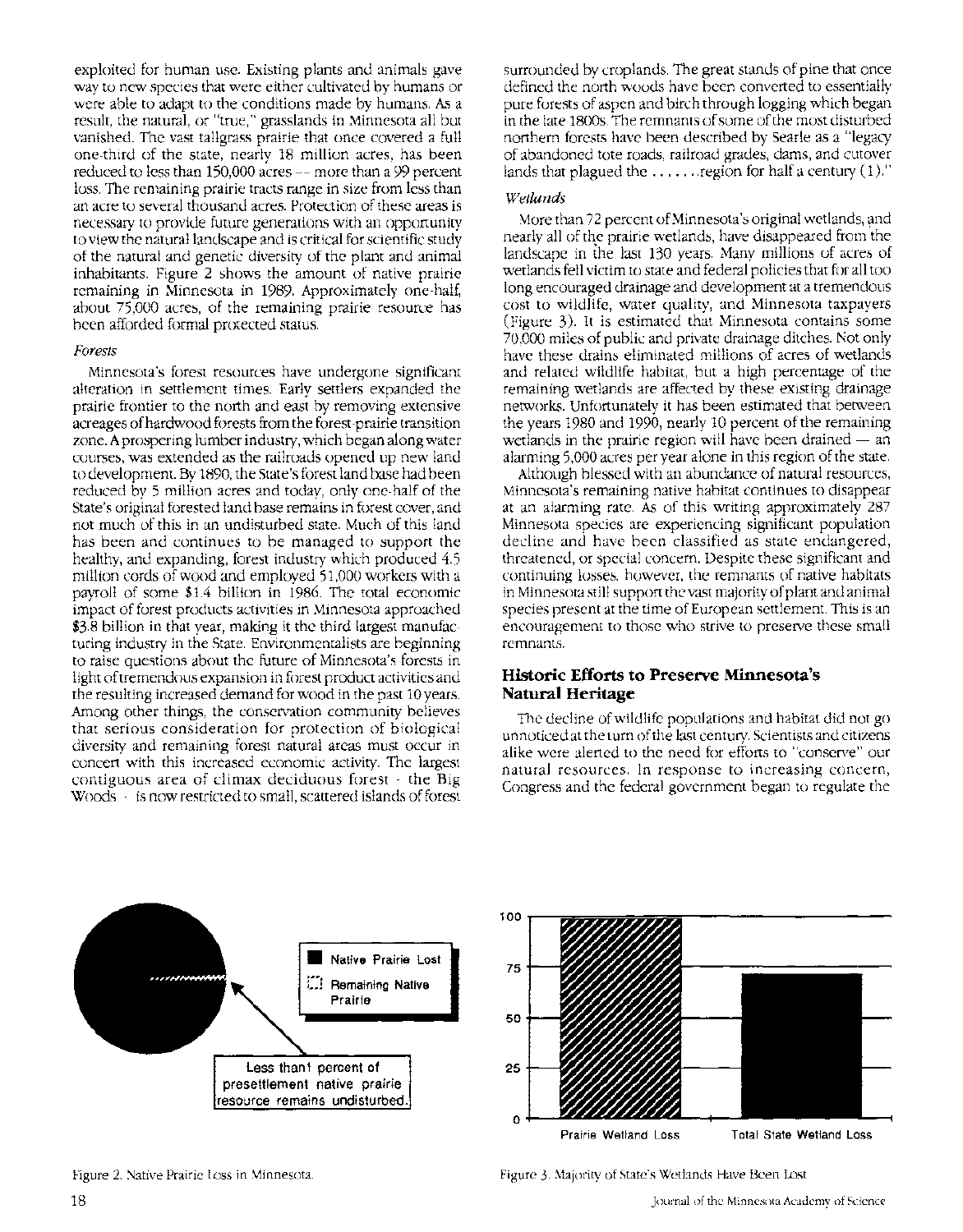exploited for human use. Existing plants and animals gave way to new species that were either cultivated by humans or were able to adapt to the conditions made by humans. As a result, the natural, or "true," grasslands in Minnesota all but vanished. The vast tallgrass prairie that once covered a full one-third of the state, nearly 18 million acres, has been reduced to less than 150,000 acres — more than a 99 percent loss. The remaining prairie tracts range in size from less than an acre to several thousand acres. Protection of these areas is necessary to provide future generations with an opportunity to view the natural landscape and is critical for scientific study of the natural and genetic diversity of the plant and animal inhabitants. Figure 2 shows the amount of native prairie remaining in Minnesota in 1989. Approximately one-half, about 75,000 acres, of the remaining prairie resource has been afforded formal protected status.

*Forests*

Minnesota's forest resources have undergone significant alteration in settlement times. Early settlers expanded the prairie frontier to the north and east by removing extensive acreages of hardwood forests from the forest-prairie transition zone. A prospering lumber industry, which began along water courses, was extended as the railroads opened up new land to development. By 1890, the State's forest land base had been reduced by 5 million acres and today, only one-half of the State's original forested land base remains in forest cover, and not much of this in an undisturbed state. Much of this land has been and continues to be managed to support the healthy, and expanding, forest industry which produced 4.5 million cords of wood and employed 51,000 workers with a payroll of some $1.4 billion in 1986. The total economic impact of forest products activities in Minnesota approached $3.8 billion in that year, making it the third largest manufacturing industry in the State. Environmentalists are beginning to raise questions about the future of Minnesota's forests in light of tremendous expansion in forest product activities and the resulting increased demand for wood in the past 10 years. Among other things, the conservation community believes that serious consideration for protection of biological diversity and remaining forest natural areas must occur in concert with this increased economic activity. The largest contiguous area of climax deciduous forest - the Big Woods - is now restricted to small, scattered islands of forest surrounded by croplands. The great stands of pine that once defined the north woods have been converted to essentially pure forests of aspen and birch through logging which began in the late 1800s. The remnants of some of the most disturbed northern forests have been described by Searle as a "legacy of abandoned tote roads, railroad grades, dams, and cutover lands that plagued the .......region for half a century (1)."

*Wetlands*

More than 72 percent of Minnesota's original wetlands, and nearly all of the prairie wetlands, have disappeared from the landscape in the last 130 years. Many millions of acres of wetlands fell victim to state and federal policies that for all too long encouraged drainage and development at a tremendous cost to wildlife, water quality, and Minnesota taxpayers (Figure 3). It is estimated that Minnesota contains some 70,000 miles of public and private drainage ditches. Not only have these drains eliminated millions of acres of wetlands and related wildlife habitat, but a high percentage of the remaining wetlands are affected by these existing drainage networks. Unfortunately it has been estimated that between the years 1980 and 1990, nearly 10 percent of the remaining wetlands in the prairie region will have been drained — an alarming 5,000 acres per year alone in this region of the state.

Although blessed with an abundance of natural resources, Minnesota's remaining native habitat continues to disappear at an alarming rate. As of this writing approximately 287 Minnesota species are experiencing significant population decline and have been classified as state endangered, threatened, or special concern. Despite these significant and continuing losses, however, the remnants of native habitats in Minnesota still support the vast majority of plant and animal species present at the time of European settlement. This is an encouragement to those who strive to preserve these small remnants.

## Historic Efforts to Preserve Minnesota's Natural Heritage

The decline of wildlife populations and habitat did not go unnoticed at the turn of the last century. Scientists and citizens alike were alerted to the need for efforts to "conserve" our natural resources. In response to increasing concern, Congress and the federal government began to regulate the

Native Prairie Lost

Remaining Native Prairie

Less than 1 percent of presettlement native prairie resource remains undisturbed.

Figure 2. Native Prairie Loss in Minnesota.

Prairie Wetland Loss | Total State Wetland Loss

Figure 3. Majority of State's Wetlands Have Been Lost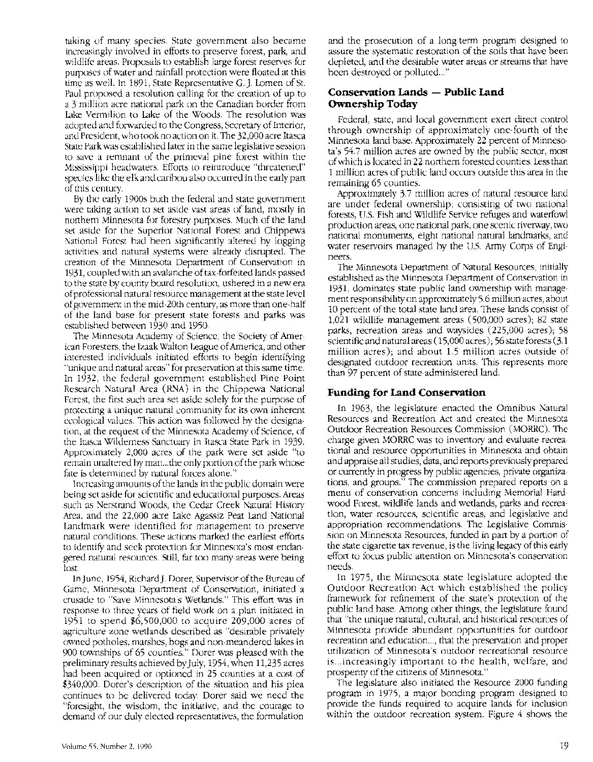taking of many species. State government also became increasingly involved in efforts to preserve forest, park, and wildlife areas. Proposals to establish large forest reserves for purposes of water and rainfall protection were floated at this time as well. In 1891, State Representative G. J. Lomen of St. Paul proposed a resolution calling for the creation of up to a 3 million acre national park on the Canadian border from Lake Vermilion to Lake of the Woods. The resolution was adopted and forwarded to the Congress, Secretary of Interior, and President, who took no action on it. The 32,000 acre Itasca State Park was established later in the same legislative session to save a remnant of the primeval pine forest within the Mississippi headwaters. Efforts to reintroduce "threatened" species like the elk and caribou also occurred in the early part of this century.

By the early 1900s both the federal and state government were taking action to set aside vast areas of land, mostly in northern Minnesota for forestry purposes. Much of the land set aside for the Superior National Forest and Chippewa National Forest had been significantly altered by logging activities and natural systems were already disrupted. The creation of the Minnesota Department of Conservation in 1931, coupled with an avalanche of tax-forfeited lands passed to the state by county board resolution, ushered in a new era of professional natural resource management at the state level of government in the mid-20th century, as more than one-half of the land base for present state forests and parks was established between 1930 and 1950.

The Minnesota Academy of Science, the Society of American Foresters, the Izaak Walton League of America, and other interested individuals initiated efforts to begin identifying "unique and natural areas" for preservation at this same time. In 1932, the federal government established Pine Point Research Natural Area (RNA) in the Chippewa National Forest, the first such area set aside solely for the purpose of protecting a unique natural community for its own inherent ecological values. This action was followed by the designation, at the request of the Minnesota Academy of Science, of the Itasca Wilderness Sanctuary in Itasca State Park in 1939. Approximately 2,000 acres of the park were set aside "to remain unaltered by man...the only portion of the park whose fate is determined by natural forces alone."

Increasing amounts of the lands in the public domain were being set aside for scientific and educational purposes. Areas such as Nerstrand Woods, the Cedar Creek Natural History Area, and the 22,000 acre Lake Agassiz Peat Land National Landmark were identified for management to preserve natural conditions. These actions marked the earliest efforts to identify and seek protection for Minnesota's most endangered natural resources. Still, far too many areas were being lost.

In June, 1954, Richard J. Dorer, Supervisor of the Bureau of Game, Minnesota Department of Conservation, initiated a crusade to "Save Minnesota's Wetlands." This effort was in response to three years of field work on a plan initiated in 1951 to spend $6,500,000 to acquire 209,000 acres of agriculture zone wetlands described as "desirable privately owned potholes, marshes, bogs and non-meandered lakes in 900 townships of 65 counties." Dorer was pleased with the preliminary results achieved by July, 1954, when 11,235 acres had been acquired or optioned in 25 counties at a cost of $340,000. Dorer's description of the situation and his plea continues to be delivered today. Dorer said we need the "foresight, the wisdom, the initiative, and the courage to demand of our duly elected representatives, the formulation and the prosecution of a long-term program designed to assure the systematic restoration of the soils that have been depleted, and the desirable water areas or streams that have been destroyed or polluted..."

## Conservation Lands — Public Land Ownership Today

Federal, state, and local government exert direct control through ownership of approximately one-fourth of the Minnesota land base. Approximately 22 percent of Minnesota's 54.7 million acres are owned by the public sector, most of which is located in 22 northern forested counties. Less than 1 million acres of public land occurs outside this area in the remaining 65 counties.

Approximately 3.7 million acres of natural resource land are under federal ownership; consisting of two national forests, U.S. Fish and Wildlife Service refuges and waterfowl production areas, one national park, one scenic riverway, two national monuments, eight national natural landmarks, and water reservoirs managed by the U.S. Army Corps of Engineers.

The Minnesota Department of Natural Resources, initially established as the Minnesota Department of Conservation in 1931, dominates state public land ownership with management responsibility on approximately 5.6 million acres, about 10 percent of the total state land area. These lands consist of 1,021 wildlife management areas (500,000 acres); 82 state parks, recreation areas and waysides (225,000 acres); 58 scientific and natural areas (15,000 acres); 56 state forests (3.1 million acres); and about 1.5 million acres outside of designated outdoor recreation units. This represents more than 97 percent of state-administered land.

## Funding for Land Conservation

In 1963, the legislature enacted the Omnibus Natural Resources and Recreation Act and created the Minnesota Outdoor Recreation Resources Commission (MORRC). The charge given MORRC was to inventory and evaluate recreational and resource opportunities in Minnesota and obtain and appraise all studies, data, and reports previously prepared or currently in progress by public agencies, private organizations, and groups." The commission prepared reports on a menu of conservation concerns including Memorial Hardwood Forest, wildlife lands and wetlands, parks and recreation, water resources, scientific areas, and legislative and appropriation recommendations. The Legislative Commission on Minnesota Resources, funded in part by a portion of the state cigarette tax revenue, is the living legacy of this early effort to focus public attention on Minnesota's conservation needs.

In 1975, the Minnesota state legislature adopted the Outdoor Recreation Act which established the policy framework for refinement of the state's protection of the public land base. Among other things, the legislature found that "the unique natural, cultural, and historical resources of Minnesota provide abundant opportunities for outdoor recreation and education..., that the preservation and proper utilization of Minnesota's outdoor recreational resource is...increasingly important to the health, welfare, and prosperity of the citizens of Minnesota."

The legislature also initiated the Resource 2000 funding program in 1975, a major bonding program designed to provide the funds required to acquire lands for inclusion within the outdoor recreation system. Figure 4 shows the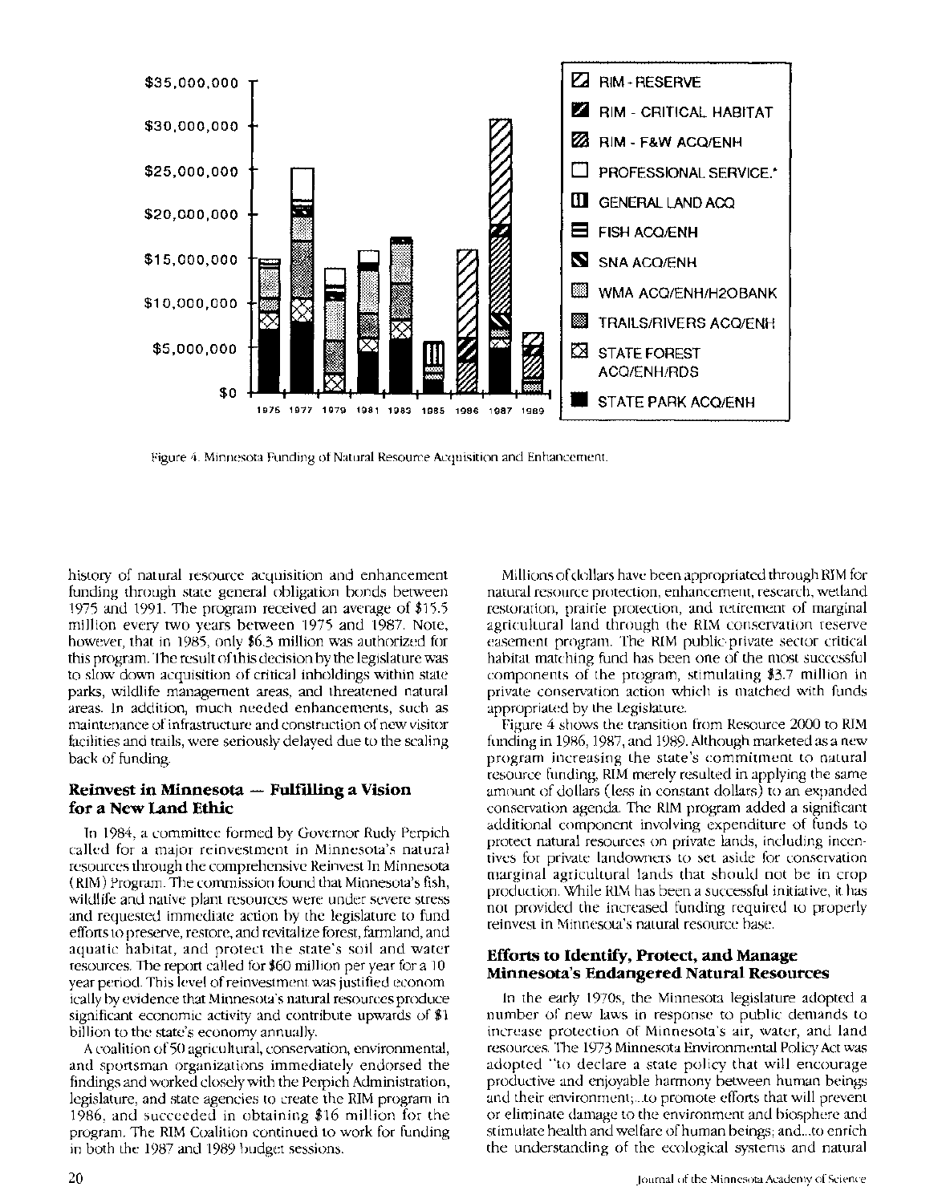Figure 4. Minnesota Funding of Natural Resource Acquisition and Enhancement.

history of natural resource acquisition and enhancement funding through state general obligation bonds between 1975 and 1991. The program received an average of $15.5 million every two years between 1975 and 1987. Note, however, that in 1985, only $6.3 million was authorized for this program. The result of this decision by the legislature was to slow down acquisition of critical inholdings within state parks, wildlife management areas, and threatened natural areas. In addition, much needed enhancements, such as maintenance of infrastructure and construction of new visitor facilities and trails, were seriously delayed due to the scaling back of funding.

## Reinvest in Minnesota — Fulfilling a Vision for a New Land Ethic

In 1984, a committee formed by Governor Rudy Perpich called for a major reinvestment in Minnesota's natural resources through the comprehensive Reinvest In Minnesota (RIM) Program. The commission found that Minnesota's fish, wildlife and native plant resources were under severe stress and requested immediate action by the legislature to fund efforts to preserve, restore, and revitalize forest, farmland, and aquatic habitat, and protect the state's soil and water resources. The report called for $60 million per year for a 10 year period. This level of reinvestment was justified economically by evidence that Minnesota's natural resources produce significant economic activity and contribute upwards of $1 billion to the state's economy annually.

A coalition of 50 agricultural, conservation, environmental, and sportsman organizations immediately endorsed the findings and worked closely with the Perpich Administration, legislature, and state agencies to create the RIM program in 1986, and succeeded in obtaining $16 million for the program. The RIM Coalition continued to work for funding in both the 1987 and 1989 budget sessions.

Millions of dollars have been appropriated through RIM for natural resource protection, enhancement, research, wetland restoration, prairie protection, and retirement of marginal agricultural land through the RIM conservation reserve easement program. The RIM public-private sector critical habitat matching fund has been one of the most successful components of the program, stimulating $3.7 million in private conservation action which is matched with funds appropriated by the Legislature.

Figure 4 shows the transition from Resource 2000 to RIM funding in 1986, 1987, and 1989. Although marketed as a new program increasing the state's commitment to natural resource funding, RIM merely resulted in applying the same amount of dollars (less in constant dollars) to an expanded conservation agenda. The RIM program added a significant additional component involving expenditure of funds to protect natural resources on private lands, including incentives for private landowners to set aside for conservation marginal agricultural lands that should not be in crop production. While RIM has been a successful initiative, it has not provided the increased funding required to properly reinvest in Minnesota's natural resource base.

## Efforts to Identify, Protect, and Manage Minnesota's Endangered Natural Resources

In the early 1970s, the Minnesota legislature adopted a number of new laws in response to public demands to increase protection of Minnesota's air, water, and land resources. The 1973 Minnesota Environmental Policy Act was adopted "to declare a state policy that will encourage productive and enjoyable harmony between human beings and their environment;...to promote efforts that will prevent or eliminate damage to the environment and biosphere and stimulate health and welfare of human beings; and...to enrich the understanding of the ecological systems and natural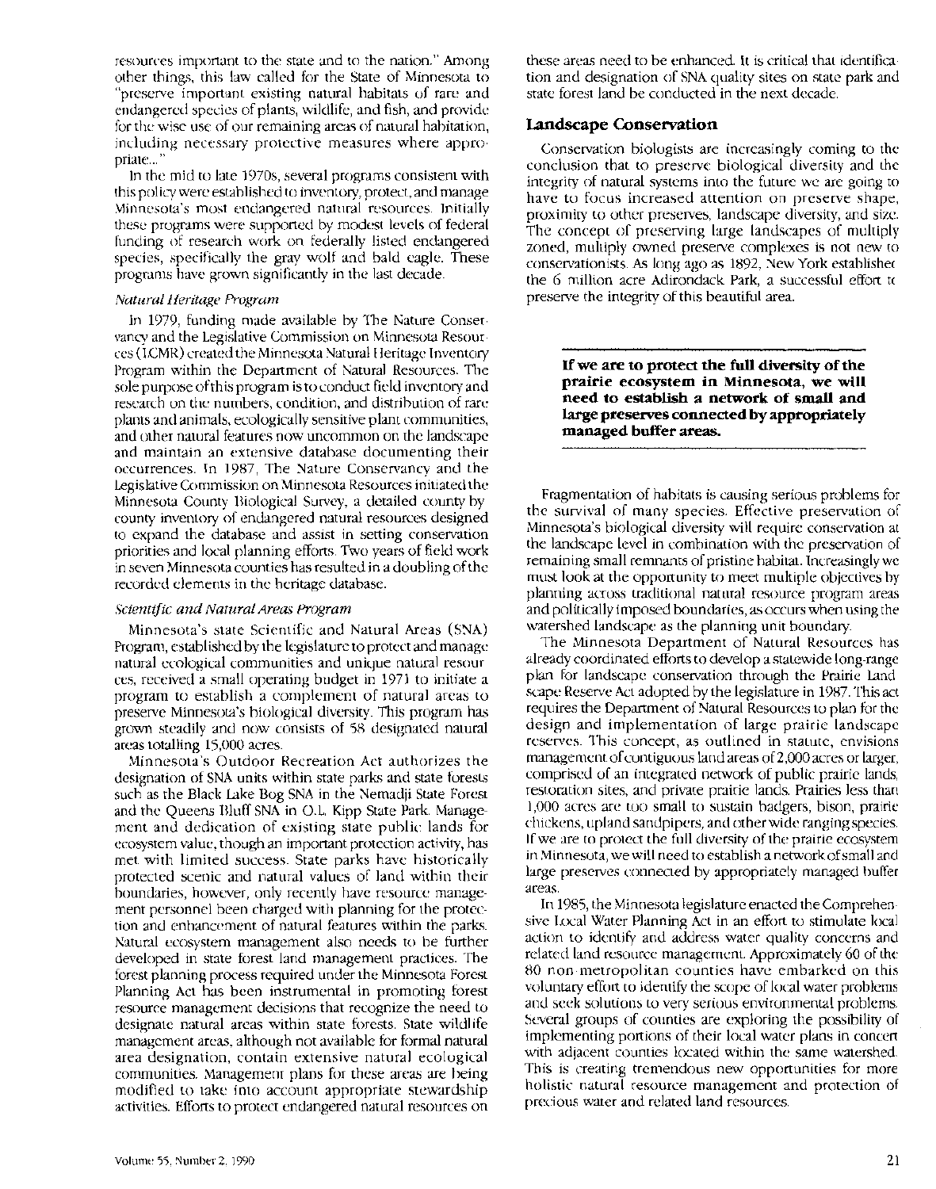resources important to the state and to the nation." Among other things, this law called for the State of Minnesota to "preserve important existing natural habitats of rare and endangered species of plants, wildlife, and fish, and provide for the wise use of our remaining areas of natural habitation, including necessary protective measures where appropriate..."

In the mid to late 1970s, several programs consistent with this policy were established to inventory, protect, and manage Minnesota's most endangered natural resources. Initially these programs were supported by modest levels of federal funding of research work on federally listed endangered species, specifically the gray wolf and bald eagle. These programs have grown significantly in the last decade.

*Natural Heritage Program*

In 1979, funding made available by The Nature Conservancy and the Legislative Commission on Minnesota Resources (LCMR) created the Minnesota Natural Heritage Inventory Program within the Department of Natural Resources. The sole purpose of this program is to conduct field inventory and research on the numbers, condition, and distribution of rare plants and animals, ecologically sensitive plant communities, and other natural features now uncommon on the landscape and maintain an extensive database documenting their occurrences. In 1987, The Nature Conservancy and the Legislative Commission on Minnesota Resources initiated the Minnesota County Biological Survey, a detailed county by county inventory of endangered natural resources designed to expand the database and assist in setting conservation priorities and local planning efforts. Two years of field work in seven Minnesota counties has resulted in a doubling of the recorded elements in the heritage database.

*Scientific and Natural Areas Program*

Minnesota's state Scientific and Natural Areas (SNA) Program, established by the legislature to protect and manage natural ecological communities and unique natural resources, received a small operating budget in 1971 to initiate a program to establish a complement of natural areas to preserve Minnesota's biological diversity. This program has grown steadily and now consists of 58 designated natural areas totalling 15,000 acres.

Minnesota's Outdoor Recreation Act authorizes the designation of SNA units within state parks and state forests such as the Black Lake Bog SNA in the Nemadji State Forest and the Queens Bluff SNA in O.L. Kipp State Park. Management and dedication of existing state public lands for ecosystem value, though an important protection activity, has met with limited success. State parks have historically protected scenic and natural values of land within their boundaries, however, only recently have resource management personnel been charged with planning for the protection and enhancement of natural features within the parks. Natural ecosystem management also needs to be further developed in state forest land management practices. The forest planning process required under the Minnesota Forest Planning Act has been instrumental in promoting forest resource management decisions that recognize the need to designate natural areas within state forests. State wildlife management areas, although not available for formal natural area designation, contain extensive natural ecological communities. Management plans for these areas are being modified to take into account appropriate stewardship activities. Efforts to protect endangered natural resources on these areas need to be enhanced. It is critical that identification and designation of SNA quality sites on state park and state forest land be conducted in the next decade.

## Landscape Conservation

Conservation biologists are increasingly coming to the conclusion that to preserve biological diversity and the integrity of natural systems into the future we are going to have to focus increased attention on preserve shape, proximity to other preserves, landscape diversity, and size. The concept of preserving large landscapes of multiply zoned, multiply owned preserve complexes is not new to conservationists. As long ago as 1892, New York established the 6 million acre Adirondack Park, a successful effort to preserve the integrity of this beautiful area.

**If we are to protect the full diversity of the prairie ecosystem in Minnesota, we will need to establish a network of small and large preserves connected by appropriately managed buffer areas.**

Fragmentation of habitats is causing serious problems for the survival of many species. Effective preservation of Minnesota's biological diversity will require conservation at the landscape level in combination with the preservation of remaining small remnants of pristine habitat. Increasingly we must look at the opportunity to meet multiple objectives by planning across traditional natural resource program areas and politically imposed boundaries, as occurs when using the watershed landscape as the planning unit boundary.

The Minnesota Department of Natural Resources has already coordinated efforts to develop a statewide long-range plan for landscape conservation through the Prairie Landscape Reserve Act adopted by the legislature in 1987. This act requires the Department of Natural Resources to plan for the design and implementation of large prairie landscape reserves. This concept, as outlined in statute, envisions management of contiguous land areas of 2,000 acres or larger, comprised of an integrated network of public prairie lands, restoration sites, and private prairie lands. Prairies less than 1,000 acres are too small to sustain badgers, bison, prairie chickens, upland sandpipers, and other wide ranging species. If we are to protect the full diversity of the prairie ecosystem in Minnesota, we will need to establish a network of small and large preserves connected by appropriately managed buffer areas.

In 1985, the Minnesota legislature enacted the Comprehensive Local Water Planning Act in an effort to stimulate local action to identify and address water quality concerns and related land resource management. Approximately 60 of the 80 non-metropolitan counties have embarked on this voluntary effort to identify the scope of local water problems and seek solutions to very serious environmental problems. Several groups of counties are exploring the possibility of implementing portions of their local water plans in concert with adjacent counties located within the same watershed. This is creating tremendous new opportunities for more holistic natural resource management and protection of precious water and related land resources.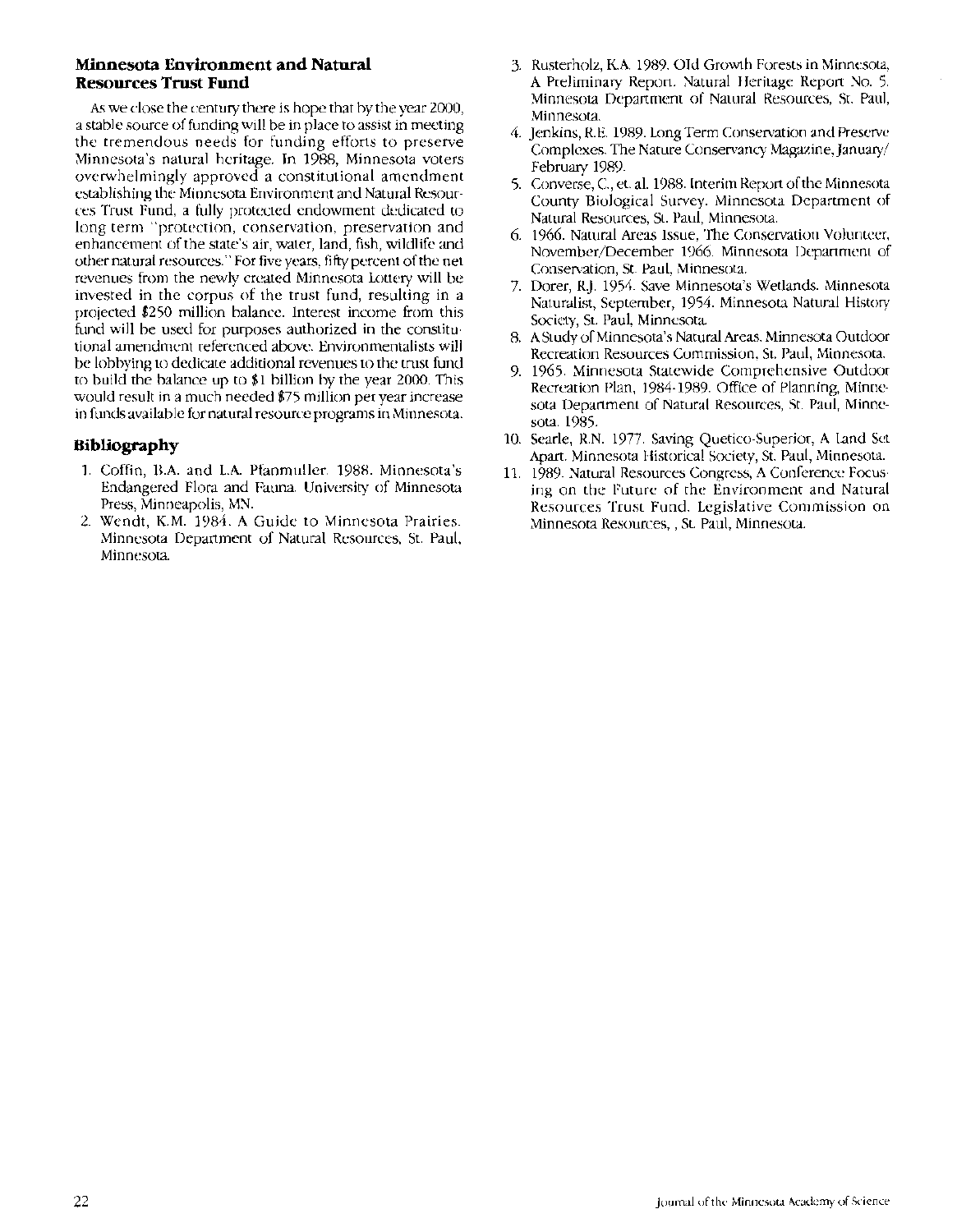### Minnesota Environment and Natural Resources Trust Fund

As we close the century there is hope that by the year 2000, a stable source of funding will be in place to assist in meeting the tremendous needs for funding efforts to preserve Minnesota's natural heritage. In 1988, Minnesota voters overwhelmingly approved a constitutional amendment establishing the Minnesota Environment and Natural Resources Trust Fund, a fully protected endowment dedicated to long term "protection, conservation, preservation and enhancement of the state's air, water, land, fish, wildlife and other natural resources." For five years, fifty percent of the net revenues from the newly created Minnesota Lottery will be invested in the corpus of the trust fund, resulting in a projected $250 million balance. Interest income from this fund will be used for purposes authorized in the constitutional amendment referenced above. Environmentalists will be lobbying to dedicate additional revenues to the trust fund to build the balance up to $1 billion by the year 2000. This would result in a much needed $75 million per year increase in funds available for natural resource programs in Minnesota.

### Bibliography

1. Coffin, B.A. and L.A. Pfanmuller. 1988. Minnesota's Endangered Flora and Fauna. University of Minnesota Press, Minneapolis, MN.
2. Wendt, K.M. 1984. A Guide to Minnesota Prairies. Minnesota Department of Natural Resources, St. Paul, Minnesota.
3. Rusterholz, K.A. 1989. Old Growth Forests in Minnesota, A Preliminary Report. Natural Heritage Report No. 5. Minnesota Department of Natural Resources, St. Paul, Minnesota.
4. Jenkins, R.E. 1989. Long Term Conservation and Preserve Complexes. The Nature Conservancy Magazine, January/February 1989.
5. Converse, C., et. al. 1988. Interim Report of the Minnesota County Biological Survey. Minnesota Department of Natural Resources, St. Paul, Minnesota.
6. 1966. Natural Areas Issue, The Conservation Volunteer, November/December 1966. Minnesota Department of Conservation, St. Paul, Minnesota.
7. Dorer, R.J. 1954. Save Minnesota's Wetlands. Minnesota Naturalist, September, 1954. Minnesota Natural History Society, St. Paul, Minnesota.
8. A Study of Minnesota's Natural Areas. Minnesota Outdoor Recreation Resources Commission, St. Paul, Minnesota.
9. 1965. Minnesota Statewide Comprehensive Outdoor Recreation Plan, 1984-1989. Office of Planning, Minnesota Department of Natural Resources, St. Paul, Minnesota. 1985.
10. Searle, R.N. 1977. Saving Quetico-Superior, A Land Set Apart. Minnesota Historical Society, St. Paul, Minnesota.
11. 1989. Natural Resources Congress, A Conference Focusing on the Future of the Environment and Natural Resources Trust Fund. Legislative Commission on Minnesota Resources, , St. Paul, Minnesota.